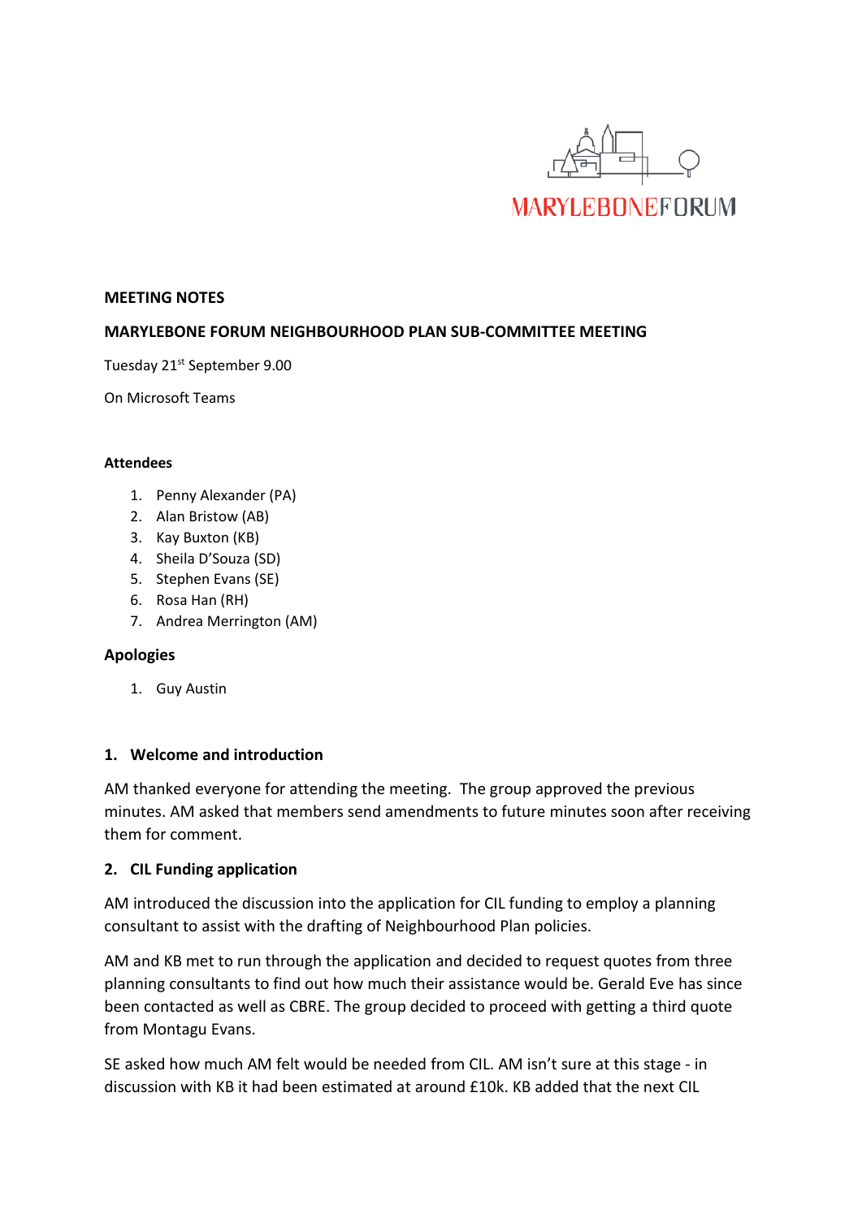MARYLEBONEFORUM

**MEETING NOTES**

**MARYLEBONE FORUM NEIGHBOURHOOD PLAN SUB-COMMITTEE MEETING**

Tuesday 21st September 9.00

On Microsoft Teams

**Attendees**

1. Penny Alexander (PA)
2. Alan Bristow (AB)
3. Kay Buxton (KB)
4. Sheila D'Souza (SD)
5. Stephen Evans (SE)
6. Rosa Han (RH)
7. Andrea Merrington (AM)

**Apologies**

1. Guy Austin

## 1. Welcome and introduction

AM thanked everyone for attending the meeting. The group approved the previous minutes. AM asked that members send amendments to future minutes soon after receiving them for comment.

## 2. CIL Funding application

AM introduced the discussion into the application for CIL funding to employ a planning consultant to assist with the drafting of Neighbourhood Plan policies.

AM and KB met to run through the application and decided to request quotes from three planning consultants to find out how much their assistance would be. Gerald Eve has since been contacted as well as CBRE. The group decided to proceed with getting a third quote from Montagu Evans.

SE asked how much AM felt would be needed from CIL. AM isn't sure at this stage - in discussion with KB it had been estimated at around £10k. KB added that the next CIL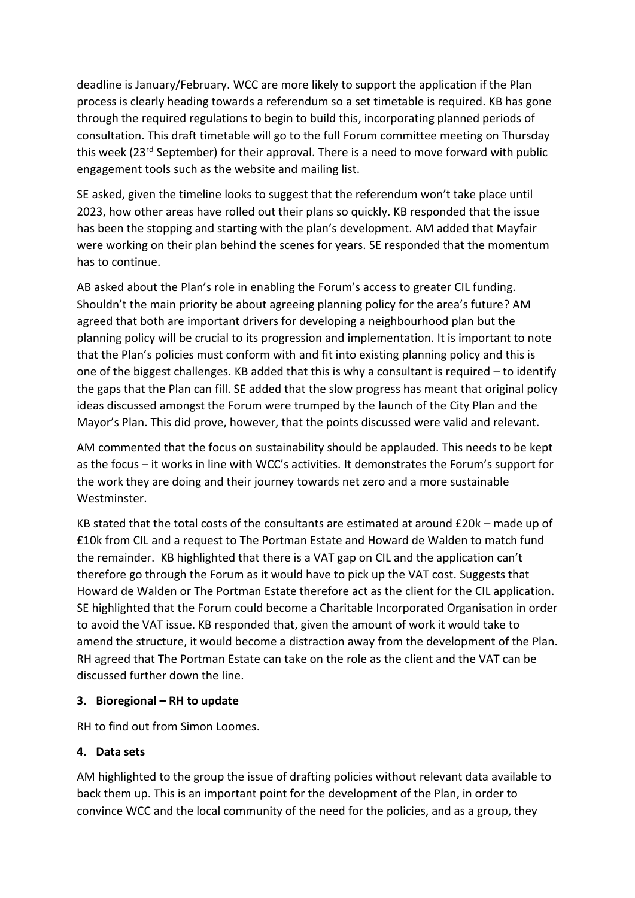deadline is January/February. WCC are more likely to support the application if the Plan process is clearly heading towards a referendum so a set timetable is required. KB has gone through the required regulations to begin to build this, incorporating planned periods of consultation. This draft timetable will go to the full Forum committee meeting on Thursday this week (23rd September) for their approval. There is a need to move forward with public engagement tools such as the website and mailing list.

SE asked, given the timeline looks to suggest that the referendum won't take place until 2023, how other areas have rolled out their plans so quickly. KB responded that the issue has been the stopping and starting with the plan's development. AM added that Mayfair were working on their plan behind the scenes for years. SE responded that the momentum has to continue.

AB asked about the Plan's role in enabling the Forum's access to greater CIL funding. Shouldn't the main priority be about agreeing planning policy for the area's future? AM agreed that both are important drivers for developing a neighbourhood plan but the planning policy will be crucial to its progression and implementation. It is important to note that the Plan's policies must conform with and fit into existing planning policy and this is one of the biggest challenges. KB added that this is why a consultant is required – to identify the gaps that the Plan can fill. SE added that the slow progress has meant that original policy ideas discussed amongst the Forum were trumped by the launch of the City Plan and the Mayor's Plan. This did prove, however, that the points discussed were valid and relevant.

AM commented that the focus on sustainability should be applauded. This needs to be kept as the focus – it works in line with WCC's activities. It demonstrates the Forum's support for the work they are doing and their journey towards net zero and a more sustainable Westminster.

KB stated that the total costs of the consultants are estimated at around £20k – made up of £10k from CIL and a request to The Portman Estate and Howard de Walden to match fund the remainder. KB highlighted that there is a VAT gap on CIL and the application can't therefore go through the Forum as it would have to pick up the VAT cost. Suggests that Howard de Walden or The Portman Estate therefore act as the client for the CIL application. SE highlighted that the Forum could become a Charitable Incorporated Organisation in order to avoid the VAT issue. KB responded that, given the amount of work it would take to amend the structure, it would become a distraction away from the development of the Plan. RH agreed that The Portman Estate can take on the role as the client and the VAT can be discussed further down the line.

**3. Bioregional – RH to update**

RH to find out from Simon Loomes.

**4. Data sets**

AM highlighted to the group the issue of drafting policies without relevant data available to back them up. This is an important point for the development of the Plan, in order to convince WCC and the local community of the need for the policies, and as a group, they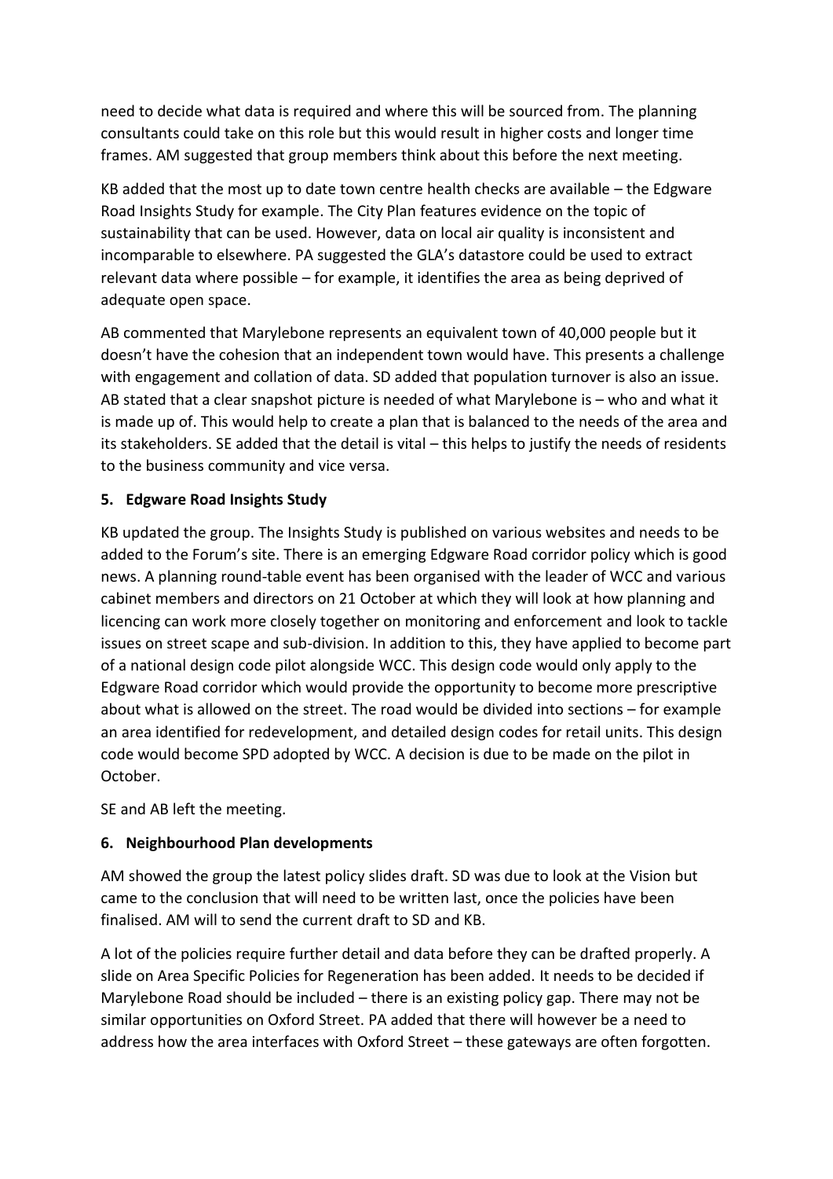need to decide what data is required and where this will be sourced from. The planning consultants could take on this role but this would result in higher costs and longer time frames. AM suggested that group members think about this before the next meeting.

KB added that the most up to date town centre health checks are available – the Edgware Road Insights Study for example. The City Plan features evidence on the topic of sustainability that can be used. However, data on local air quality is inconsistent and incomparable to elsewhere. PA suggested the GLA's datastore could be used to extract relevant data where possible – for example, it identifies the area as being deprived of adequate open space.

AB commented that Marylebone represents an equivalent town of 40,000 people but it doesn't have the cohesion that an independent town would have. This presents a challenge with engagement and collation of data. SD added that population turnover is also an issue. AB stated that a clear snapshot picture is needed of what Marylebone is – who and what it is made up of. This would help to create a plan that is balanced to the needs of the area and its stakeholders. SE added that the detail is vital – this helps to justify the needs of residents to the business community and vice versa.

**5. Edgware Road Insights Study**

KB updated the group. The Insights Study is published on various websites and needs to be added to the Forum's site. There is an emerging Edgware Road corridor policy which is good news. A planning round-table event has been organised with the leader of WCC and various cabinet members and directors on 21 October at which they will look at how planning and licencing can work more closely together on monitoring and enforcement and look to tackle issues on street scape and sub-division. In addition to this, they have applied to become part of a national design code pilot alongside WCC. This design code would only apply to the Edgware Road corridor which would provide the opportunity to become more prescriptive about what is allowed on the street. The road would be divided into sections – for example an area identified for redevelopment, and detailed design codes for retail units. This design code would become SPD adopted by WCC. A decision is due to be made on the pilot in October.

SE and AB left the meeting.

**6. Neighbourhood Plan developments**

AM showed the group the latest policy slides draft. SD was due to look at the Vision but came to the conclusion that will need to be written last, once the policies have been finalised. AM will to send the current draft to SD and KB.

A lot of the policies require further detail and data before they can be drafted properly. A slide on Area Specific Policies for Regeneration has been added. It needs to be decided if Marylebone Road should be included – there is an existing policy gap. There may not be similar opportunities on Oxford Street. PA added that there will however be a need to address how the area interfaces with Oxford Street – these gateways are often forgotten.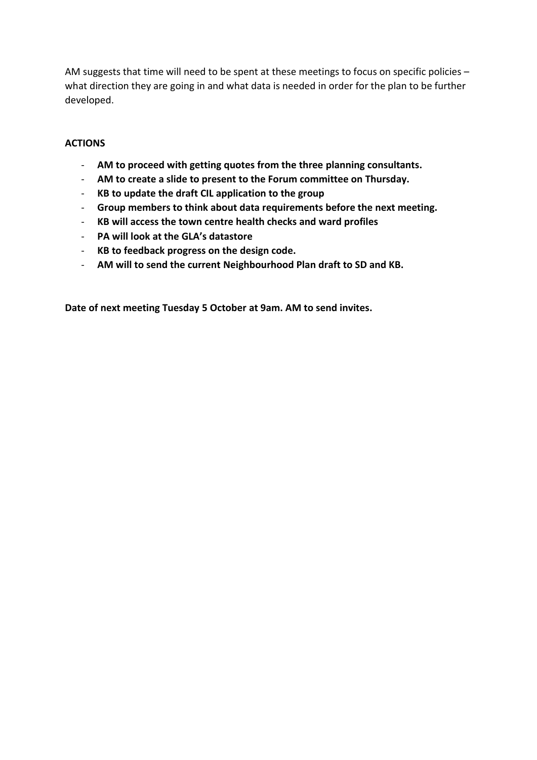AM suggests that time will need to be spent at these meetings to focus on specific policies – what direction they are going in and what data is needed in order for the plan to be further developed.

**ACTIONS**

- **AM to proceed with getting quotes from the three planning consultants.**
- **AM to create a slide to present to the Forum committee on Thursday.**
- **KB to update the draft CIL application to the group**
- **Group members to think about data requirements before the next meeting.**
- **KB will access the town centre health checks and ward profiles**
- **PA will look at the GLA's datastore**
- **KB to feedback progress on the design code.**
- **AM will to send the current Neighbourhood Plan draft to SD and KB.**

**Date of next meeting Tuesday 5 October at 9am. AM to send invites.**